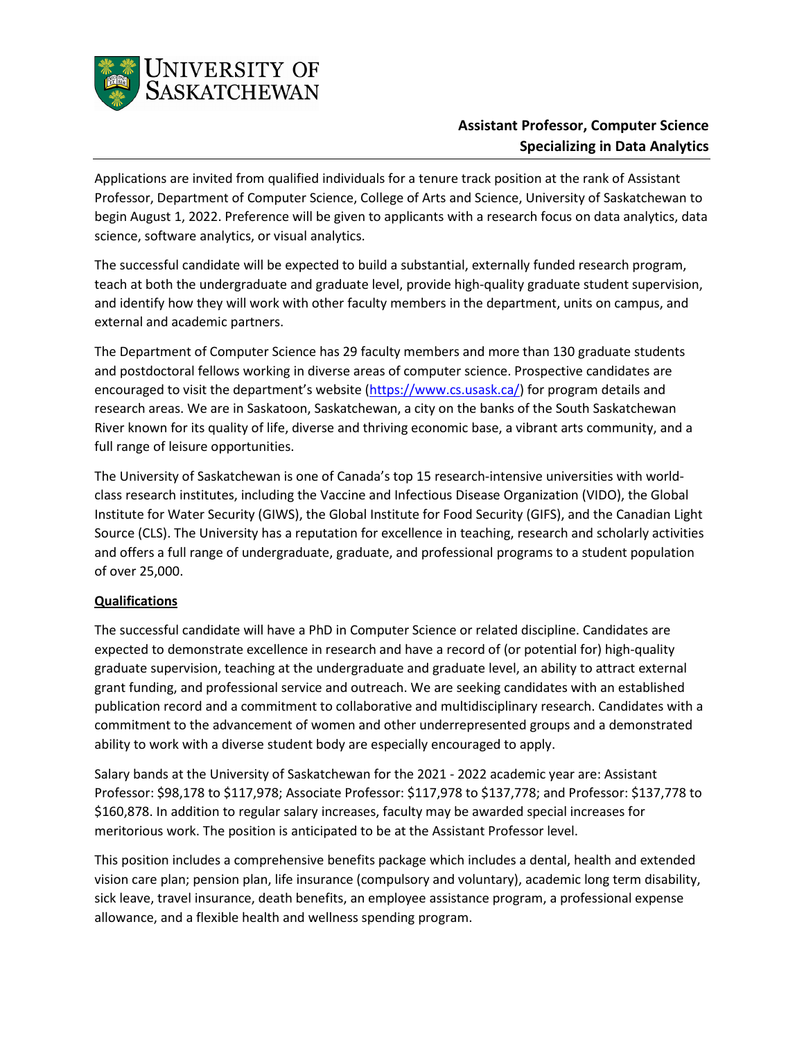UNIVERSITY OF SASKATCHEWAN

# Assistant Professor, Computer Science
## Specializing in Data Analytics

Applications are invited from qualified individuals for a tenure track position at the rank of Assistant Professor, Department of Computer Science, College of Arts and Science, University of Saskatchewan to begin August 1, 2022. Preference will be given to applicants with a research focus on data analytics, data science, software analytics, or visual analytics.

The successful candidate will be expected to build a substantial, externally funded research program, teach at both the undergraduate and graduate level, provide high-quality graduate student supervision, and identify how they will work with other faculty members in the department, units on campus, and external and academic partners.

The Department of Computer Science has 29 faculty members and more than 130 graduate students and postdoctoral fellows working in diverse areas of computer science. Prospective candidates are encouraged to visit the department's website (https://www.cs.usask.ca/) for program details and research areas. We are in Saskatoon, Saskatchewan, a city on the banks of the South Saskatchewan River known for its quality of life, diverse and thriving economic base, a vibrant arts community, and a full range of leisure opportunities.

The University of Saskatchewan is one of Canada's top 15 research-intensive universities with world-class research institutes, including the Vaccine and Infectious Disease Organization (VIDO), the Global Institute for Water Security (GIWS), the Global Institute for Food Security (GIFS), and the Canadian Light Source (CLS). The University has a reputation for excellence in teaching, research and scholarly activities and offers a full range of undergraduate, graduate, and professional programs to a student population of over 25,000.

**Qualifications**

The successful candidate will have a PhD in Computer Science or related discipline. Candidates are expected to demonstrate excellence in research and have a record of (or potential for) high-quality graduate supervision, teaching at the undergraduate and graduate level, an ability to attract external grant funding, and professional service and outreach. We are seeking candidates with an established publication record and a commitment to collaborative and multidisciplinary research. Candidates with a commitment to the advancement of women and other underrepresented groups and a demonstrated ability to work with a diverse student body are especially encouraged to apply.

Salary bands at the University of Saskatchewan for the 2021 - 2022 academic year are: Assistant Professor: $98,178 to $117,978; Associate Professor: $117,978 to $137,778; and Professor: $137,778 to $160,878. In addition to regular salary increases, faculty may be awarded special increases for meritorious work. The position is anticipated to be at the Assistant Professor level.

This position includes a comprehensive benefits package which includes a dental, health and extended vision care plan; pension plan, life insurance (compulsory and voluntary), academic long term disability, sick leave, travel insurance, death benefits, an employee assistance program, a professional expense allowance, and a flexible health and wellness spending program.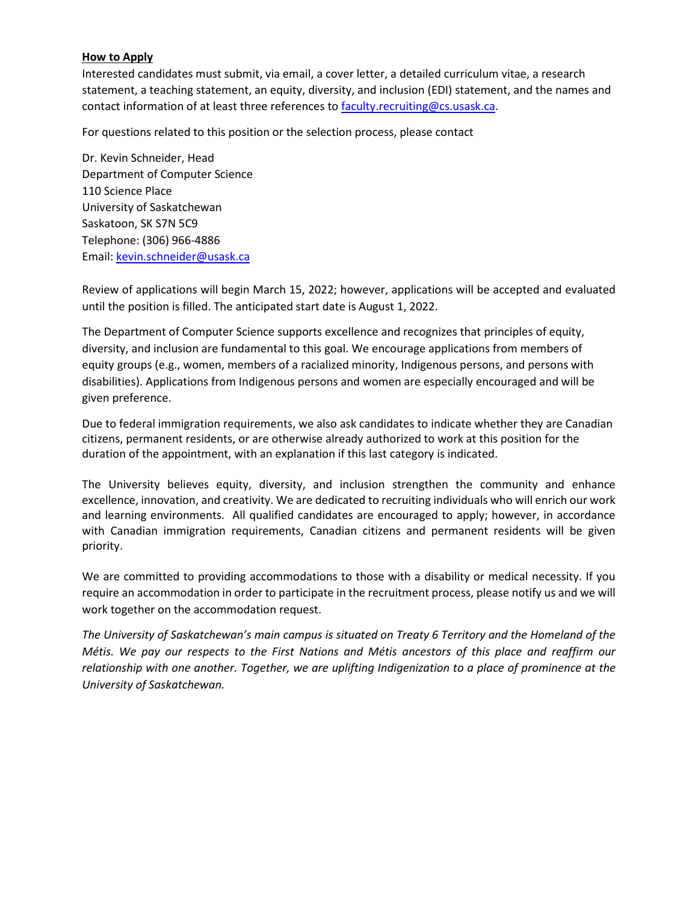**How to Apply**

Interested candidates must submit, via email, a cover letter, a detailed curriculum vitae, a research statement, a teaching statement, an equity, diversity, and inclusion (EDI) statement, and the names and contact information of at least three references to faculty.recruiting@cs.usask.ca.

For questions related to this position or the selection process, please contact

Dr. Kevin Schneider, Head  
Department of Computer Science  
110 Science Place  
University of Saskatchewan  
Saskatoon, SK S7N 5C9  
Telephone: (306) 966-4886  
Email: kevin.schneider@usask.ca

Review of applications will begin March 15, 2022; however, applications will be accepted and evaluated until the position is filled. The anticipated start date is August 1, 2022.

The Department of Computer Science supports excellence and recognizes that principles of equity, diversity, and inclusion are fundamental to this goal. We encourage applications from members of equity groups (e.g., women, members of a racialized minority, Indigenous persons, and persons with disabilities). Applications from Indigenous persons and women are especially encouraged and will be given preference.

Due to federal immigration requirements, we also ask candidates to indicate whether they are Canadian citizens, permanent residents, or are otherwise already authorized to work at this position for the duration of the appointment, with an explanation if this last category is indicated.

The University believes equity, diversity, and inclusion strengthen the community and enhance excellence, innovation, and creativity. We are dedicated to recruiting individuals who will enrich our work and learning environments. All qualified candidates are encouraged to apply; however, in accordance with Canadian immigration requirements, Canadian citizens and permanent residents will be given priority.

We are committed to providing accommodations to those with a disability or medical necessity. If you require an accommodation in order to participate in the recruitment process, please notify us and we will work together on the accommodation request.

*The University of Saskatchewan's main campus is situated on Treaty 6 Territory and the Homeland of the Métis. We pay our respects to the First Nations and Métis ancestors of this place and reaffirm our relationship with one another. Together, we are uplifting Indigenization to a place of prominence at the University of Saskatchewan.*